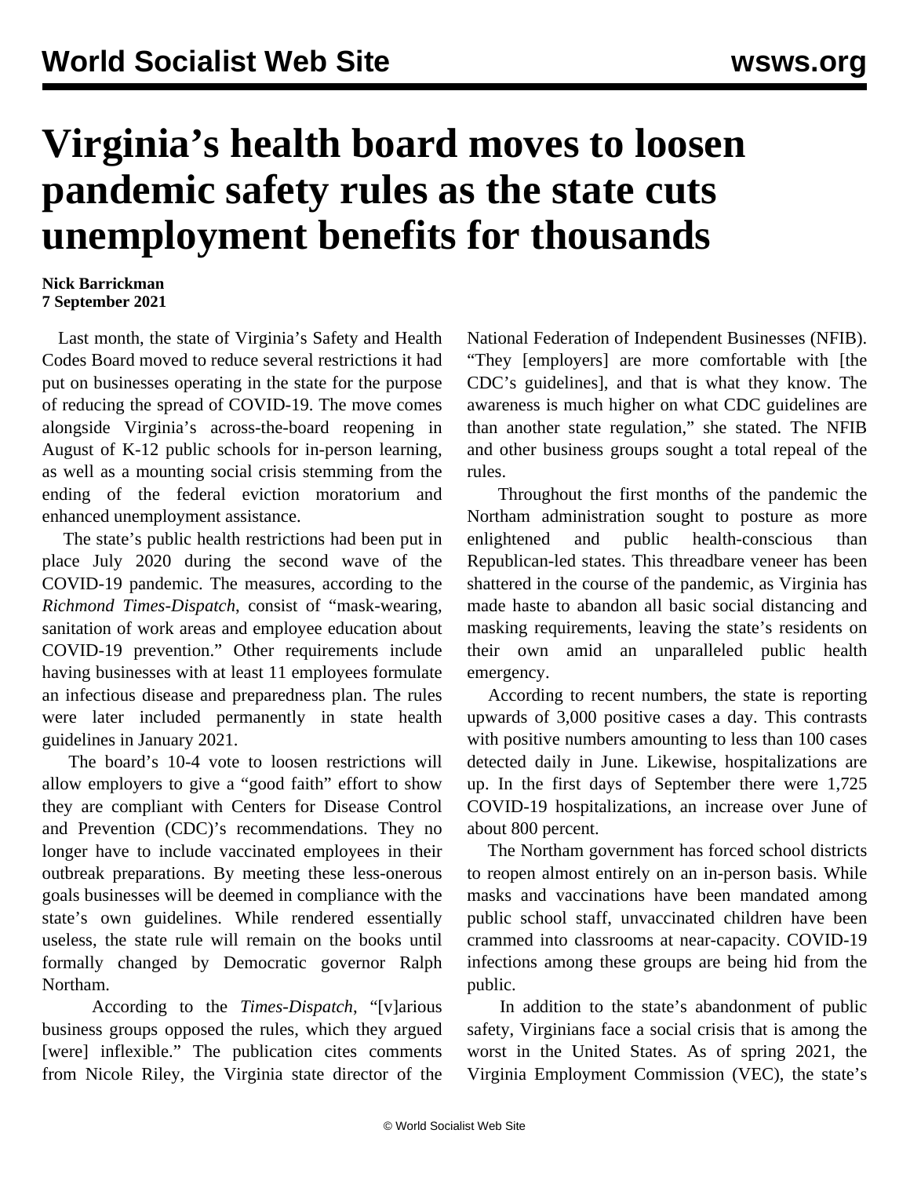# Virginia's health board moves to loosen pandemic safety rules as the state cuts unemployment benefits for thousands

**Nick Barrickman**
**7 September 2021**

Last month, the state of Virginia's Safety and Health Codes Board moved to reduce several restrictions it had put on businesses operating in the state for the purpose of reducing the spread of COVID-19. The move comes alongside Virginia's across-the-board reopening in August of K-12 public schools for in-person learning, as well as a mounting social crisis stemming from the ending of the federal eviction moratorium and enhanced unemployment assistance.

The state's public health restrictions had been put in place July 2020 during the second wave of the COVID-19 pandemic. The measures, according to the *Richmond Times-Dispatch*, consist of "mask-wearing, sanitation of work areas and employee education about COVID-19 prevention." Other requirements include having businesses with at least 11 employees formulate an infectious disease and preparedness plan. The rules were later included permanently in state health guidelines in January 2021.

The board's 10-4 vote to loosen restrictions will allow employers to give a "good faith" effort to show they are compliant with Centers for Disease Control and Prevention (CDC)'s recommendations. They no longer have to include vaccinated employees in their outbreak preparations. By meeting these less-onerous goals businesses will be deemed in compliance with the state's own guidelines. While rendered essentially useless, the state rule will remain on the books until formally changed by Democratic governor Ralph Northam.

According to the *Times-Dispatch*, "[v]arious business groups opposed the rules, which they argued [were] inflexible." The publication cites comments from Nicole Riley, the Virginia state director of the National Federation of Independent Businesses (NFIB). "They [employers] are more comfortable with [the CDC's guidelines], and that is what they know. The awareness is much higher on what CDC guidelines are than another state regulation," she stated. The NFIB and other business groups sought a total repeal of the rules.

Throughout the first months of the pandemic the Northam administration sought to posture as more enlightened and public health-conscious than Republican-led states. This threadbare veneer has been shattered in the course of the pandemic, as Virginia has made haste to abandon all basic social distancing and masking requirements, leaving the state's residents on their own amid an unparalleled public health emergency.

According to recent numbers, the state is reporting upwards of 3,000 positive cases a day. This contrasts with positive numbers amounting to less than 100 cases detected daily in June. Likewise, hospitalizations are up. In the first days of September there were 1,725 COVID-19 hospitalizations, an increase over June of about 800 percent.

The Northam government has forced school districts to reopen almost entirely on an in-person basis. While masks and vaccinations have been mandated among public school staff, unvaccinated children have been crammed into classrooms at near-capacity. COVID-19 infections among these groups are being hid from the public.

In addition to the state's abandonment of public safety, Virginians face a social crisis that is among the worst in the United States. As of spring 2021, the Virginia Employment Commission (VEC), the state's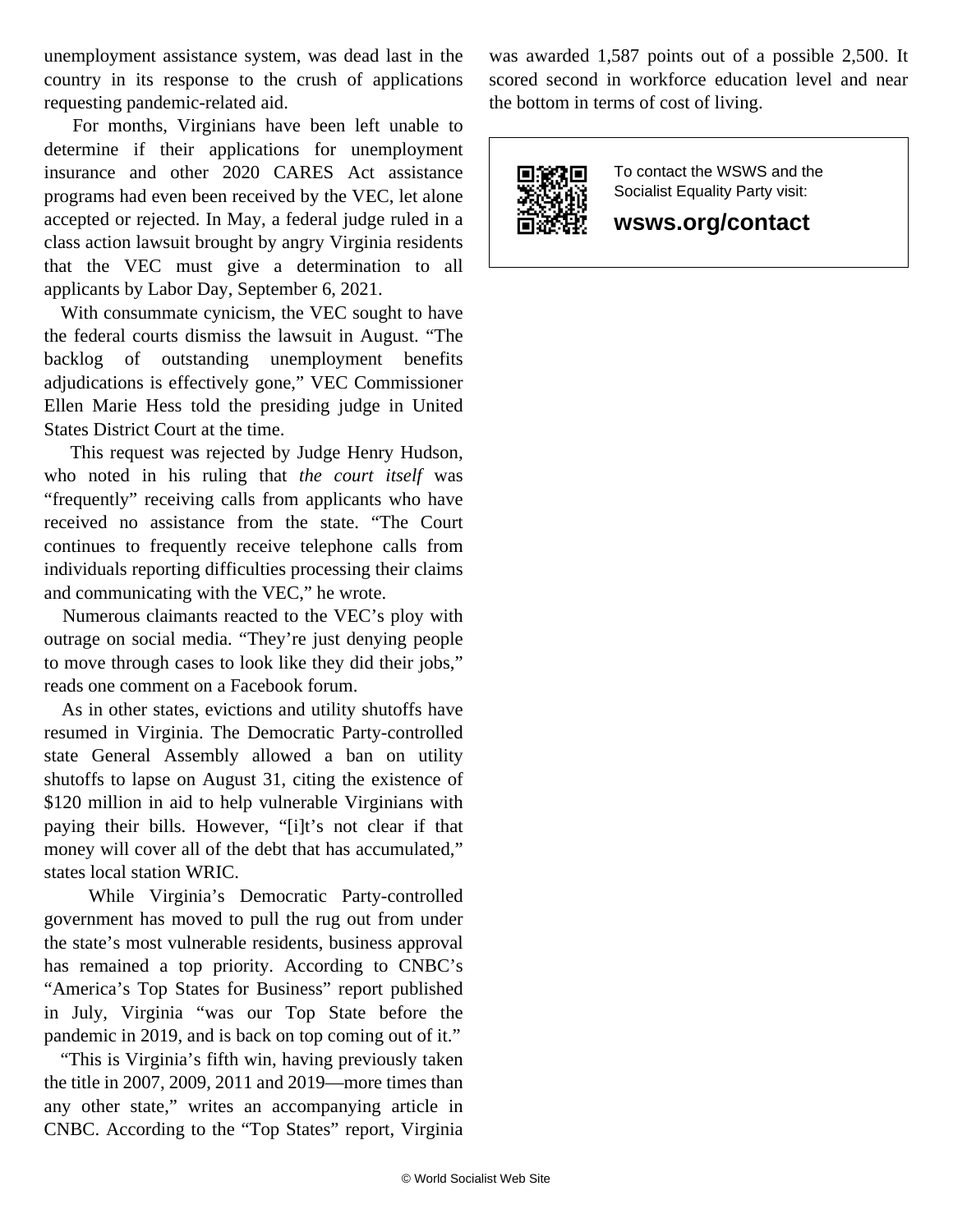unemployment assistance system, was dead last in the country in its response to the crush of applications requesting pandemic-related aid.

For months, Virginians have been left unable to determine if their applications for unemployment insurance and other 2020 CARES Act assistance programs had even been received by the VEC, let alone accepted or rejected. In May, a federal judge ruled in a class action lawsuit brought by angry Virginia residents that the VEC must give a determination to all applicants by Labor Day, September 6, 2021.

With consummate cynicism, the VEC sought to have the federal courts dismiss the lawsuit in August. "The backlog of outstanding unemployment benefits adjudications is effectively gone," VEC Commissioner Ellen Marie Hess told the presiding judge in United States District Court at the time.

This request was rejected by Judge Henry Hudson, who noted in his ruling that *the court itself* was "frequently" receiving calls from applicants who have received no assistance from the state. "The Court continues to frequently receive telephone calls from individuals reporting difficulties processing their claims and communicating with the VEC," he wrote.

Numerous claimants reacted to the VEC's ploy with outrage on social media. "They're just denying people to move through cases to look like they did their jobs," reads one comment on a Facebook forum.

As in other states, evictions and utility shutoffs have resumed in Virginia. The Democratic Party-controlled state General Assembly allowed a ban on utility shutoffs to lapse on August 31, citing the existence of $120 million in aid to help vulnerable Virginians with paying their bills. However, "[i]t's not clear if that money will cover all of the debt that has accumulated," states local station WRIC.

While Virginia's Democratic Party-controlled government has moved to pull the rug out from under the state's most vulnerable residents, business approval has remained a top priority. According to CNBC's "America's Top States for Business" report published in July, Virginia "was our Top State before the pandemic in 2019, and is back on top coming out of it."

"This is Virginia's fifth win, having previously taken the title in 2007, 2009, 2011 and 2019—more times than any other state," writes an accompanying article in CNBC. According to the "Top States" report, Virginia was awarded 1,587 points out of a possible 2,500. It scored second in workforce education level and near the bottom in terms of cost of living.

To contact the WSWS and the Socialist Equality Party visit:

**wsws.org/contact**